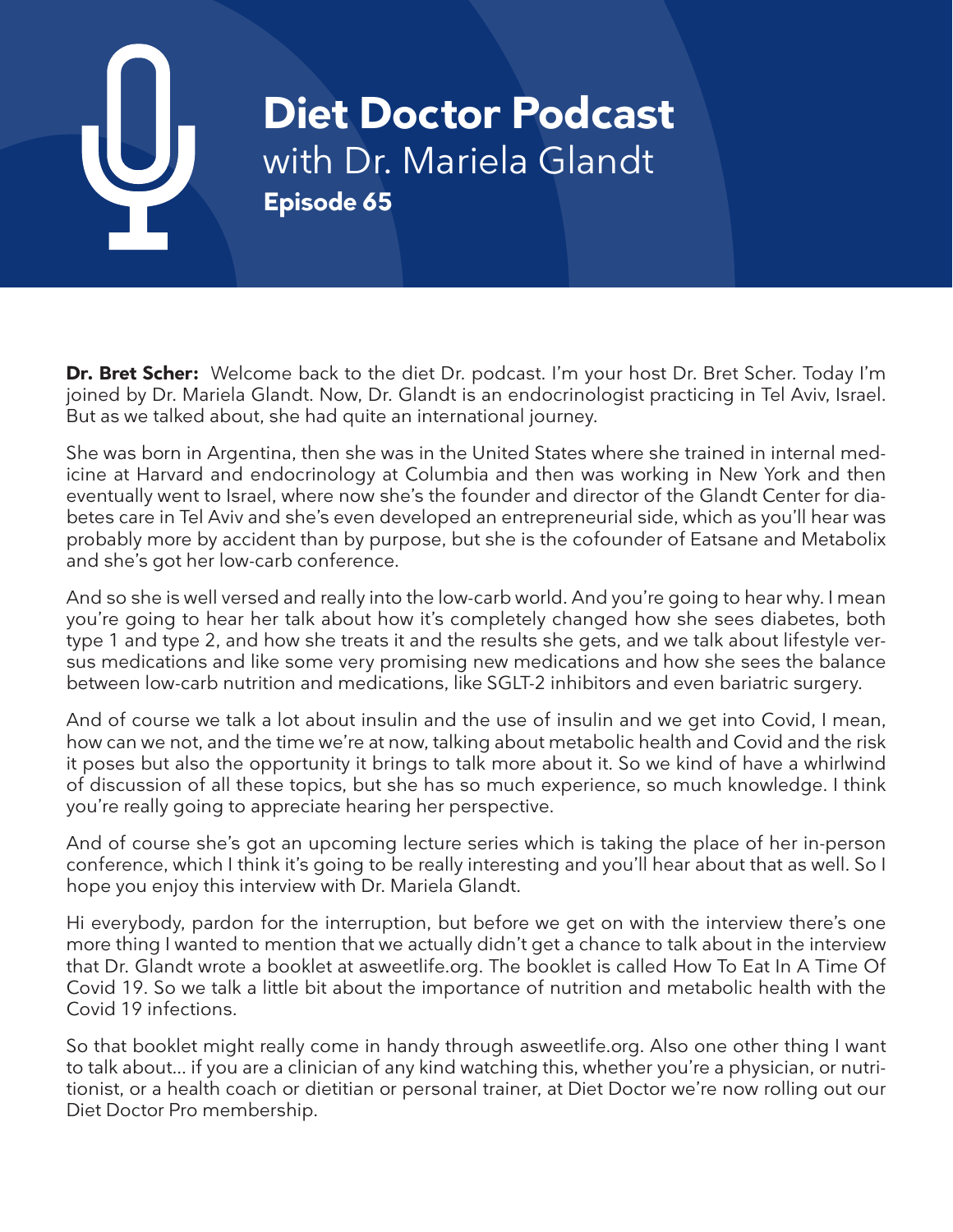# Diet Doctor Podcast

with Dr. Mariela Glandt

**Episode 65**

**Dr. Bret Scher:** Welcome back to the diet Dr. podcast. I'm your host Dr. Bret Scher. Today I'm joined by Dr. Mariela Glandt. Now, Dr. Glandt is an endocrinologist practicing in Tel Aviv, Israel. But as we talked about, she had quite an international journey.

She was born in Argentina, then she was in the United States where she trained in internal medicine at Harvard and endocrinology at Columbia and then was working in New York and then eventually went to Israel, where now she's the founder and director of the Glandt Center for diabetes care in Tel Aviv and she's even developed an entrepreneurial side, which as you'll hear was probably more by accident than by purpose, but she is the cofounder of Eatsane and Metabolix and she's got her low-carb conference.

And so she is well versed and really into the low-carb world. And you're going to hear why. I mean you're going to hear her talk about how it's completely changed how she sees diabetes, both type 1 and type 2, and how she treats it and the results she gets, and we talk about lifestyle versus medications and like some very promising new medications and how she sees the balance between low-carb nutrition and medications, like SGLT-2 inhibitors and even bariatric surgery.

And of course we talk a lot about insulin and the use of insulin and we get into Covid, I mean, how can we not, and the time we're at now, talking about metabolic health and Covid and the risk it poses but also the opportunity it brings to talk more about it. So we kind of have a whirlwind of discussion of all these topics, but she has so much experience, so much knowledge. I think you're really going to appreciate hearing her perspective.

And of course she's got an upcoming lecture series which is taking the place of her in-person conference, which I think it's going to be really interesting and you'll hear about that as well. So I hope you enjoy this interview with Dr. Mariela Glandt.

Hi everybody, pardon for the interruption, but before we get on with the interview there's one more thing I wanted to mention that we actually didn't get a chance to talk about in the interview that Dr. Glandt wrote a booklet at asweetlife.org. The booklet is called How To Eat In A Time Of Covid 19. So we talk a little bit about the importance of nutrition and metabolic health with the Covid 19 infections.

So that booklet might really come in handy through asweetlife.org. Also one other thing I want to talk about... if you are a clinician of any kind watching this, whether you're a physician, or nutritionist, or a health coach or dietitian or personal trainer, at Diet Doctor we're now rolling out our Diet Doctor Pro membership.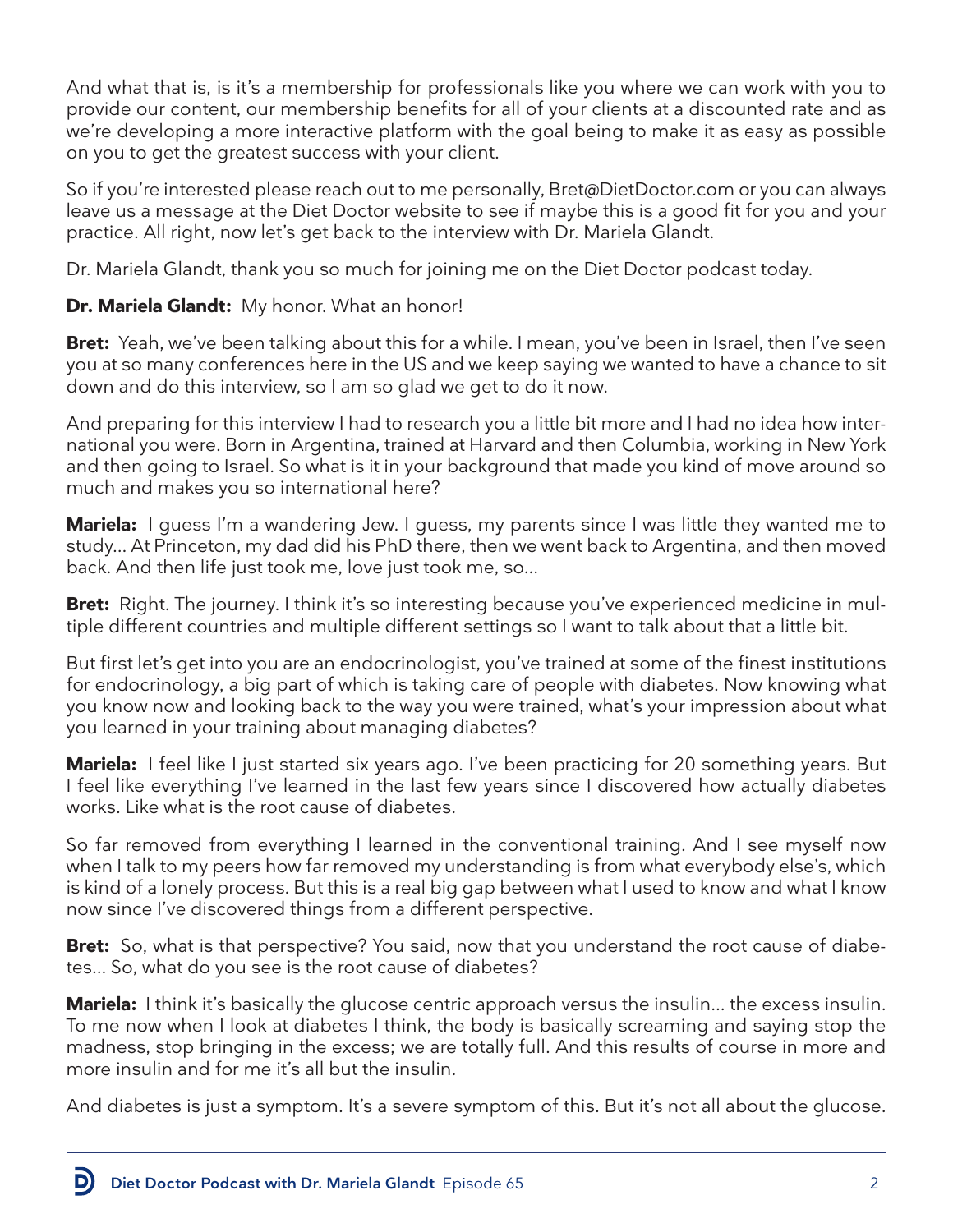And what that is, is it's a membership for professionals like you where we can work with you to provide our content, our membership benefits for all of your clients at a discounted rate and as we're developing a more interactive platform with the goal being to make it as easy as possible on you to get the greatest success with your client.

So if you're interested please reach out to me personally, Bret@DietDoctor.com or you can always leave us a message at the Diet Doctor website to see if maybe this is a good fit for you and your practice. All right, now let's get back to the interview with Dr. Mariela Glandt.

Dr. Mariela Glandt, thank you so much for joining me on the Diet Doctor podcast today.

**Dr. Mariela Glandt:** My honor. What an honor!

**Bret:** Yeah, we've been talking about this for a while. I mean, you've been in Israel, then I've seen you at so many conferences here in the US and we keep saying we wanted to have a chance to sit down and do this interview, so I am so glad we get to do it now.

And preparing for this interview I had to research you a little bit more and I had no idea how international you were. Born in Argentina, trained at Harvard and then Columbia, working in New York and then going to Israel. So what is it in your background that made you kind of move around so much and makes you so international here?

**Mariela:** I guess I'm a wandering Jew. I guess, my parents since I was little they wanted me to study... At Princeton, my dad did his PhD there, then we went back to Argentina, and then moved back. And then life just took me, love just took me, so...

**Bret:** Right. The journey. I think it's so interesting because you've experienced medicine in multiple different countries and multiple different settings so I want to talk about that a little bit.

But first let's get into you are an endocrinologist, you've trained at some of the finest institutions for endocrinology, a big part of which is taking care of people with diabetes. Now knowing what you know now and looking back to the way you were trained, what's your impression about what you learned in your training about managing diabetes?

**Mariela:** I feel like I just started six years ago. I've been practicing for 20 something years. But I feel like everything I've learned in the last few years since I discovered how actually diabetes works. Like what is the root cause of diabetes.

So far removed from everything I learned in the conventional training. And I see myself now when I talk to my peers how far removed my understanding is from what everybody else's, which is kind of a lonely process. But this is a real big gap between what I used to know and what I know now since I've discovered things from a different perspective.

**Bret:** So, what is that perspective? You said, now that you understand the root cause of diabetes... So, what do you see is the root cause of diabetes?

**Mariela:** I think it's basically the glucose centric approach versus the insulin... the excess insulin. To me now when I look at diabetes I think, the body is basically screaming and saying stop the madness, stop bringing in the excess; we are totally full. And this results of course in more and more insulin and for me it's all but the insulin.

And diabetes is just a symptom. It's a severe symptom of this. But it's not all about the glucose.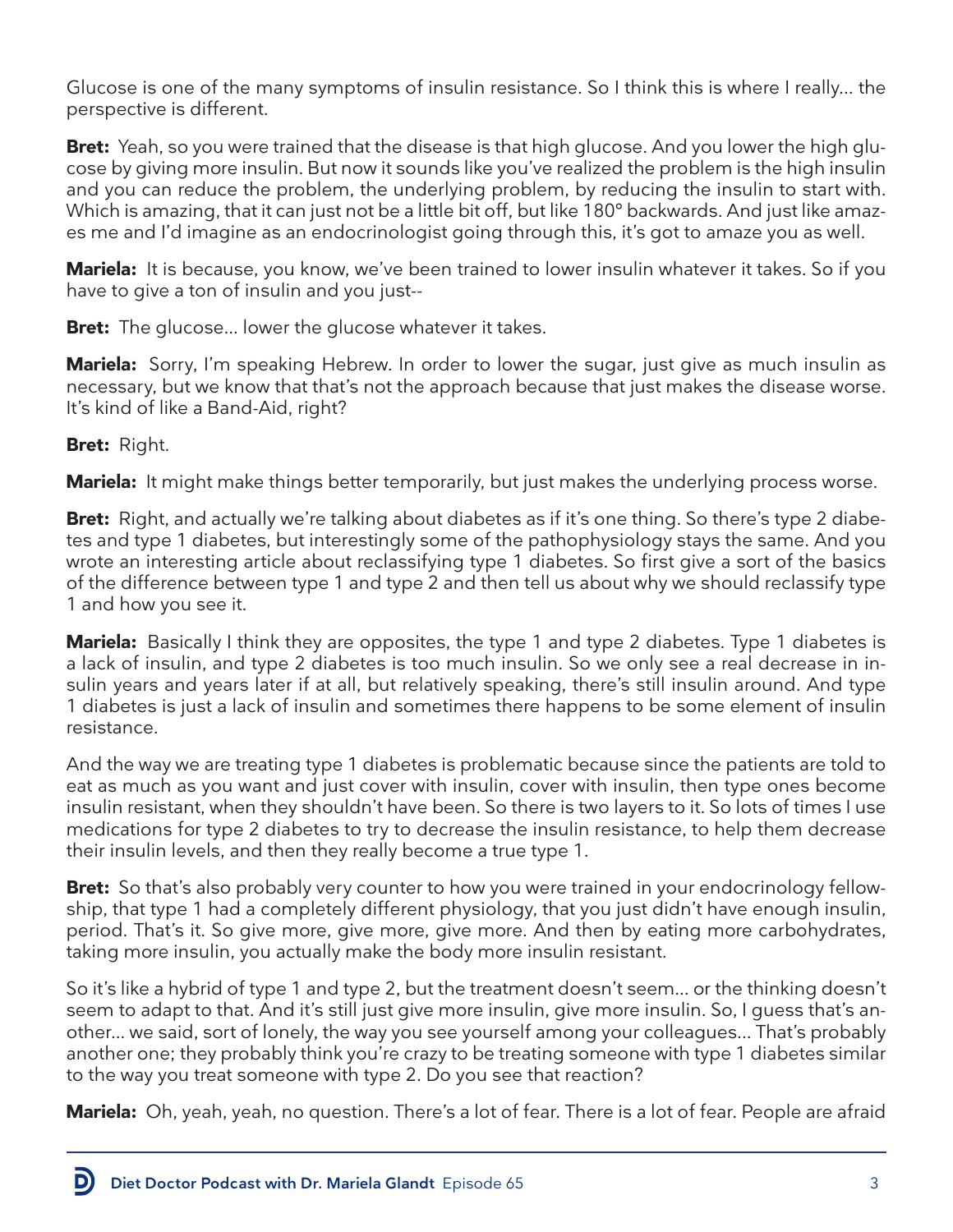Glucose is one of the many symptoms of insulin resistance. So I think this is where I really... the perspective is different.

**Bret:** Yeah, so you were trained that the disease is that high glucose. And you lower the high glucose by giving more insulin. But now it sounds like you've realized the problem is the high insulin and you can reduce the problem, the underlying problem, by reducing the insulin to start with. Which is amazing, that it can just not be a little bit off, but like 180° backwards. And just like amazes me and I'd imagine as an endocrinologist going through this, it's got to amaze you as well.

**Mariela:** It is because, you know, we've been trained to lower insulin whatever it takes. So if you have to give a ton of insulin and you just--

**Bret:** The glucose... lower the glucose whatever it takes.

**Mariela:** Sorry, I'm speaking Hebrew. In order to lower the sugar, just give as much insulin as necessary, but we know that that's not the approach because that just makes the disease worse. It's kind of like a Band-Aid, right?

**Bret:** Right.

**Mariela:** It might make things better temporarily, but just makes the underlying process worse.

**Bret:** Right, and actually we're talking about diabetes as if it's one thing. So there's type 2 diabetes and type 1 diabetes, but interestingly some of the pathophysiology stays the same. And you wrote an interesting article about reclassifying type 1 diabetes. So first give a sort of the basics of the difference between type 1 and type 2 and then tell us about why we should reclassify type 1 and how you see it.

**Mariela:** Basically I think they are opposites, the type 1 and type 2 diabetes. Type 1 diabetes is a lack of insulin, and type 2 diabetes is too much insulin. So we only see a real decrease in insulin years and years later if at all, but relatively speaking, there's still insulin around. And type 1 diabetes is just a lack of insulin and sometimes there happens to be some element of insulin resistance.

And the way we are treating type 1 diabetes is problematic because since the patients are told to eat as much as you want and just cover with insulin, cover with insulin, then type ones become insulin resistant, when they shouldn't have been. So there is two layers to it. So lots of times I use medications for type 2 diabetes to try to decrease the insulin resistance, to help them decrease their insulin levels, and then they really become a true type 1.

**Bret:** So that's also probably very counter to how you were trained in your endocrinology fellowship, that type 1 had a completely different physiology, that you just didn't have enough insulin, period. That's it. So give more, give more, give more. And then by eating more carbohydrates, taking more insulin, you actually make the body more insulin resistant.

So it's like a hybrid of type 1 and type 2, but the treatment doesn't seem... or the thinking doesn't seem to adapt to that. And it's still just give more insulin, give more insulin. So, I guess that's another... we said, sort of lonely, the way you see yourself among your colleagues... That's probably another one; they probably think you're crazy to be treating someone with type 1 diabetes similar to the way you treat someone with type 2. Do you see that reaction?

**Mariela:** Oh, yeah, yeah, no question. There's a lot of fear. There is a lot of fear. People are afraid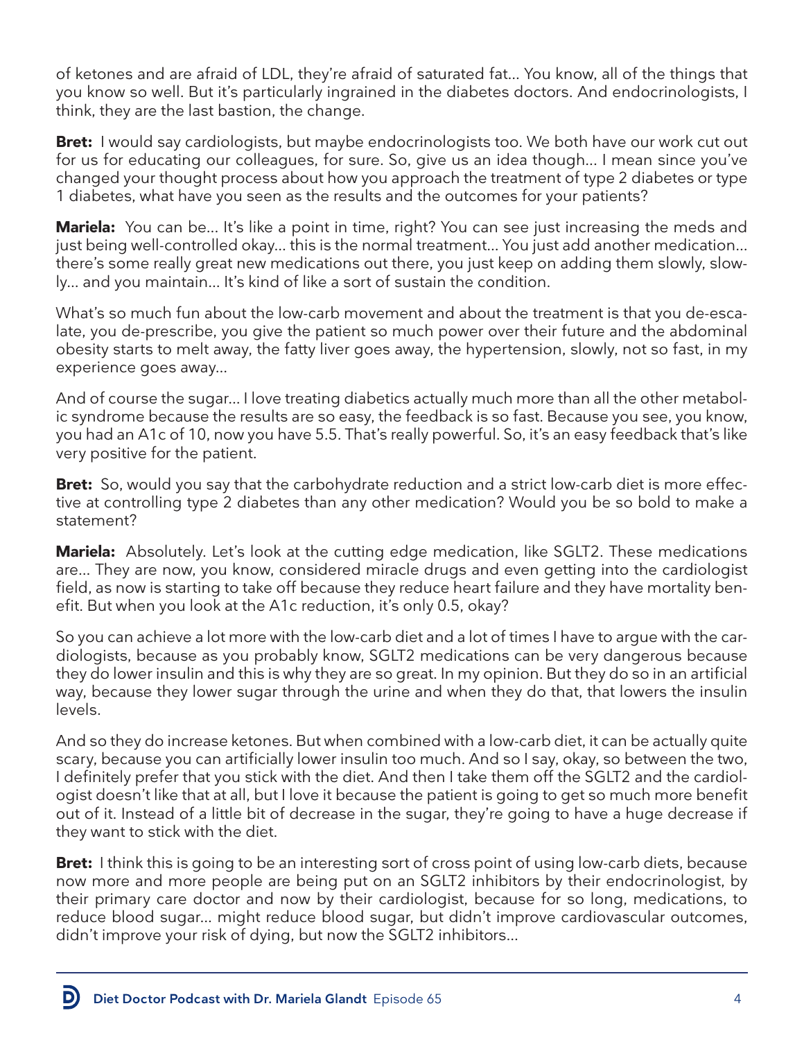of ketones and are afraid of LDL, they're afraid of saturated fat... You know, all of the things that you know so well. But it's particularly ingrained in the diabetes doctors. And endocrinologists, I think, they are the last bastion, the change.

**Bret:** I would say cardiologists, but maybe endocrinologists too. We both have our work cut out for us for educating our colleagues, for sure. So, give us an idea though... I mean since you've changed your thought process about how you approach the treatment of type 2 diabetes or type 1 diabetes, what have you seen as the results and the outcomes for your patients?

**Mariela:** You can be... It's like a point in time, right? You can see just increasing the meds and just being well-controlled okay... this is the normal treatment... You just add another medication... there's some really great new medications out there, you just keep on adding them slowly, slowly... and you maintain... It's kind of like a sort of sustain the condition.

What's so much fun about the low-carb movement and about the treatment is that you de-escalate, you de-prescribe, you give the patient so much power over their future and the abdominal obesity starts to melt away, the fatty liver goes away, the hypertension, slowly, not so fast, in my experience goes away...

And of course the sugar... I love treating diabetics actually much more than all the other metabolic syndrome because the results are so easy, the feedback is so fast. Because you see, you know, you had an A1c of 10, now you have 5.5. That's really powerful. So, it's an easy feedback that's like very positive for the patient.

**Bret:** So, would you say that the carbohydrate reduction and a strict low-carb diet is more effective at controlling type 2 diabetes than any other medication? Would you be so bold to make a statement?

**Mariela:** Absolutely. Let's look at the cutting edge medication, like SGLT2. These medications are... They are now, you know, considered miracle drugs and even getting into the cardiologist field, as now is starting to take off because they reduce heart failure and they have mortality benefit. But when you look at the A1c reduction, it's only 0.5, okay?

So you can achieve a lot more with the low-carb diet and a lot of times I have to argue with the cardiologists, because as you probably know, SGLT2 medications can be very dangerous because they do lower insulin and this is why they are so great. In my opinion. But they do so in an artificial way, because they lower sugar through the urine and when they do that, that lowers the insulin levels.

And so they do increase ketones. But when combined with a low-carb diet, it can be actually quite scary, because you can artificially lower insulin too much. And so I say, okay, so between the two, I definitely prefer that you stick with the diet. And then I take them off the SGLT2 and the cardiologist doesn't like that at all, but I love it because the patient is going to get so much more benefit out of it. Instead of a little bit of decrease in the sugar, they're going to have a huge decrease if they want to stick with the diet.

**Bret:** I think this is going to be an interesting sort of cross point of using low-carb diets, because now more and more people are being put on an SGLT2 inhibitors by their endocrinologist, by their primary care doctor and now by their cardiologist, because for so long, medications, to reduce blood sugar... might reduce blood sugar, but didn't improve cardiovascular outcomes, didn't improve your risk of dying, but now the SGLT2 inhibitors...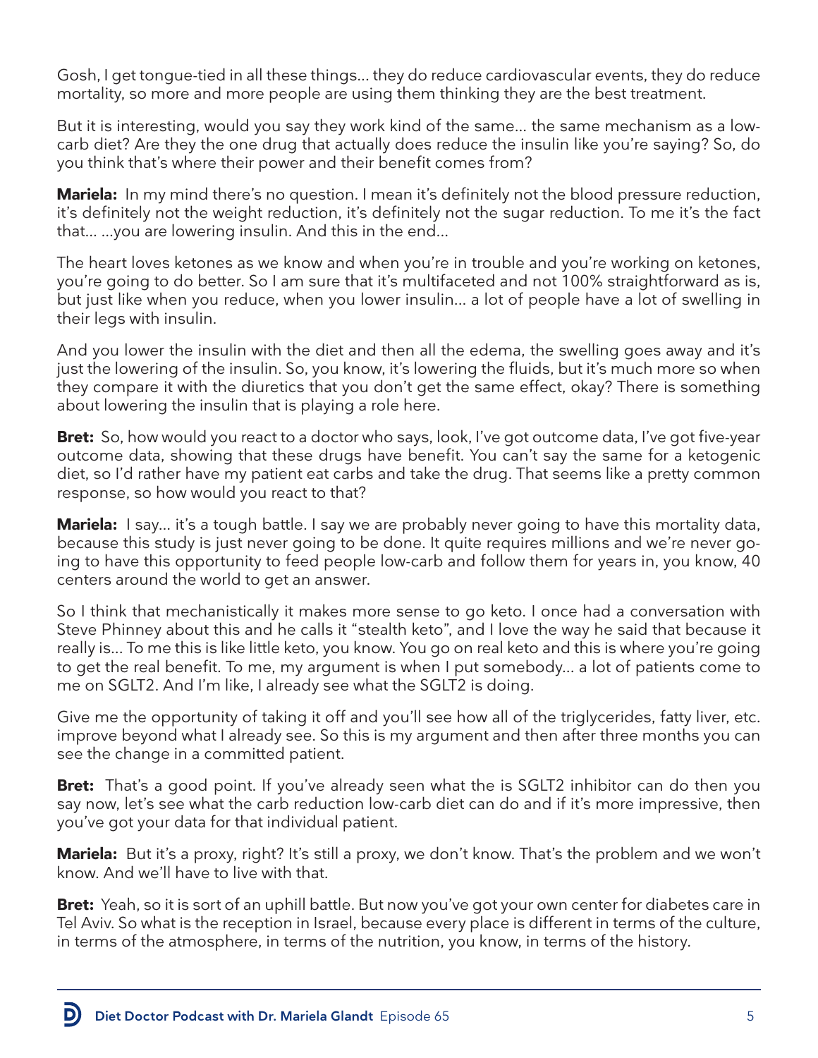Gosh, I get tongue-tied in all these things... they do reduce cardiovascular events, they do reduce mortality, so more and more people are using them thinking they are the best treatment.

But it is interesting, would you say they work kind of the same... the same mechanism as a low-carb diet? Are they the one drug that actually does reduce the insulin like you're saying? So, do you think that's where their power and their benefit comes from?

**Mariela:** In my mind there's no question. I mean it's definitely not the blood pressure reduction, it's definitely not the weight reduction, it's definitely not the sugar reduction. To me it's the fact that... ...you are lowering insulin. And this in the end...

The heart loves ketones as we know and when you're in trouble and you're working on ketones, you're going to do better. So I am sure that it's multifaceted and not 100% straightforward as is, but just like when you reduce, when you lower insulin... a lot of people have a lot of swelling in their legs with insulin.

And you lower the insulin with the diet and then all the edema, the swelling goes away and it's just the lowering of the insulin. So, you know, it's lowering the fluids, but it's much more so when they compare it with the diuretics that you don't get the same effect, okay? There is something about lowering the insulin that is playing a role here.

**Bret:** So, how would you react to a doctor who says, look, I've got outcome data, I've got five-year outcome data, showing that these drugs have benefit. You can't say the same for a ketogenic diet, so I'd rather have my patient eat carbs and take the drug. That seems like a pretty common response, so how would you react to that?

**Mariela:** I say... it's a tough battle. I say we are probably never going to have this mortality data, because this study is just never going to be done. It quite requires millions and we're never going to have this opportunity to feed people low-carb and follow them for years in, you know, 40 centers around the world to get an answer.

So I think that mechanistically it makes more sense to go keto. I once had a conversation with Steve Phinney about this and he calls it "stealth keto", and I love the way he said that because it really is... To me this is like little keto, you know. You go on real keto and this is where you're going to get the real benefit. To me, my argument is when I put somebody... a lot of patients come to me on SGLT2. And I'm like, I already see what the SGLT2 is doing.

Give me the opportunity of taking it off and you'll see how all of the triglycerides, fatty liver, etc. improve beyond what I already see. So this is my argument and then after three months you can see the change in a committed patient.

**Bret:** That's a good point. If you've already seen what the is SGLT2 inhibitor can do then you say now, let's see what the carb reduction low-carb diet can do and if it's more impressive, then you've got your data for that individual patient.

**Mariela:** But it's a proxy, right? It's still a proxy, we don't know. That's the problem and we won't know. And we'll have to live with that.

**Bret:** Yeah, so it is sort of an uphill battle. But now you've got your own center for diabetes care in Tel Aviv. So what is the reception in Israel, because every place is different in terms of the culture, in terms of the atmosphere, in terms of the nutrition, you know, in terms of the history.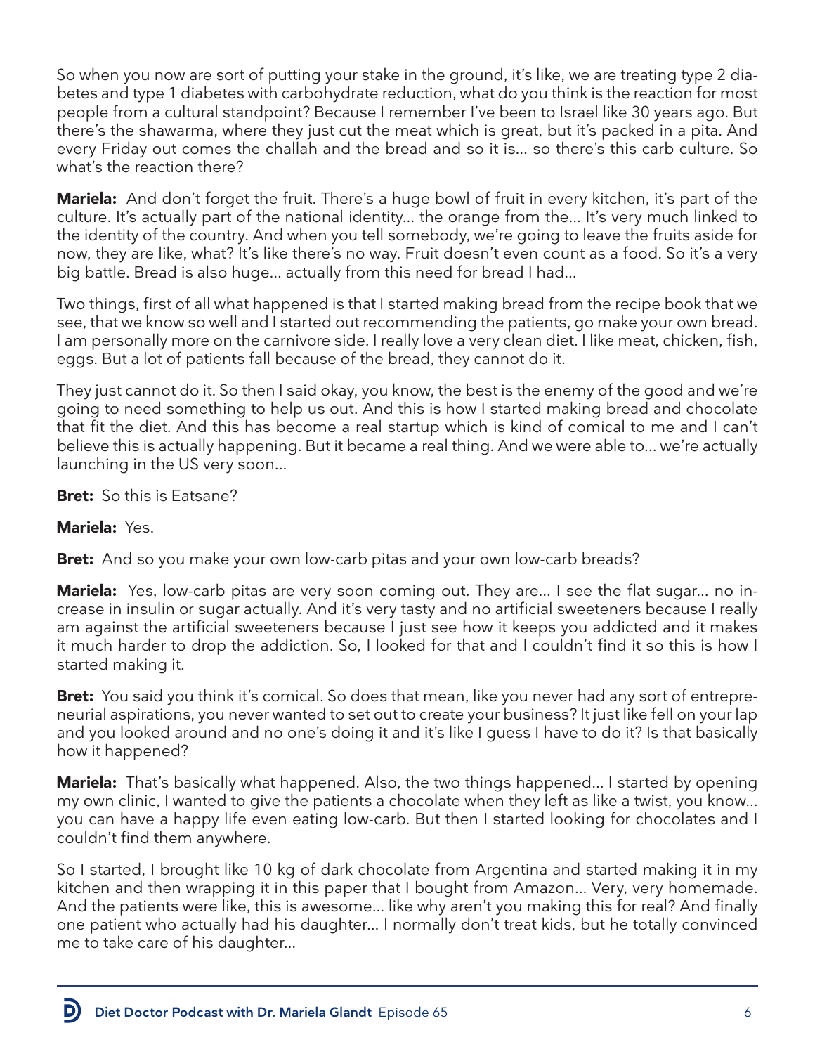So when you now are sort of putting your stake in the ground, it's like, we are treating type 2 diabetes and type 1 diabetes with carbohydrate reduction, what do you think is the reaction for most people from a cultural standpoint? Because I remember I've been to Israel like 30 years ago. But there's the shawarma, where they just cut the meat which is great, but it's packed in a pita. And every Friday out comes the challah and the bread and so it is... so there's this carb culture. So what's the reaction there?

**Mariela:** And don't forget the fruit. There's a huge bowl of fruit in every kitchen, it's part of the culture. It's actually part of the national identity... the orange from the... It's very much linked to the identity of the country. And when you tell somebody, we're going to leave the fruits aside for now, they are like, what? It's like there's no way. Fruit doesn't even count as a food. So it's a very big battle. Bread is also huge... actually from this need for bread I had...

Two things, first of all what happened is that I started making bread from the recipe book that we see, that we know so well and I started out recommending the patients, go make your own bread. I am personally more on the carnivore side. I really love a very clean diet. I like meat, chicken, fish, eggs. But a lot of patients fall because of the bread, they cannot do it.

They just cannot do it. So then I said okay, you know, the best is the enemy of the good and we're going to need something to help us out. And this is how I started making bread and chocolate that fit the diet. And this has become a real startup which is kind of comical to me and I can't believe this is actually happening. But it became a real thing. And we were able to... we're actually launching in the US very soon...

**Bret:** So this is Eatsane?

**Mariela:** Yes.

**Bret:** And so you make your own low-carb pitas and your own low-carb breads?

**Mariela:** Yes, low-carb pitas are very soon coming out. They are... I see the flat sugar... no increase in insulin or sugar actually. And it's very tasty and no artificial sweeteners because I really am against the artificial sweeteners because I just see how it keeps you addicted and it makes it much harder to drop the addiction. So, I looked for that and I couldn't find it so this is how I started making it.

**Bret:** You said you think it's comical. So does that mean, like you never had any sort of entrepreneurial aspirations, you never wanted to set out to create your business? It just like fell on your lap and you looked around and no one's doing it and it's like I guess I have to do it? Is that basically how it happened?

**Mariela:** That's basically what happened. Also, the two things happened... I started by opening my own clinic, I wanted to give the patients a chocolate when they left as like a twist, you know... you can have a happy life even eating low-carb. But then I started looking for chocolates and I couldn't find them anywhere.

So I started, I brought like 10 kg of dark chocolate from Argentina and started making it in my kitchen and then wrapping it in this paper that I bought from Amazon... Very, very homemade. And the patients were like, this is awesome... like why aren't you making this for real? And finally one patient who actually had his daughter... I normally don't treat kids, but he totally convinced me to take care of his daughter...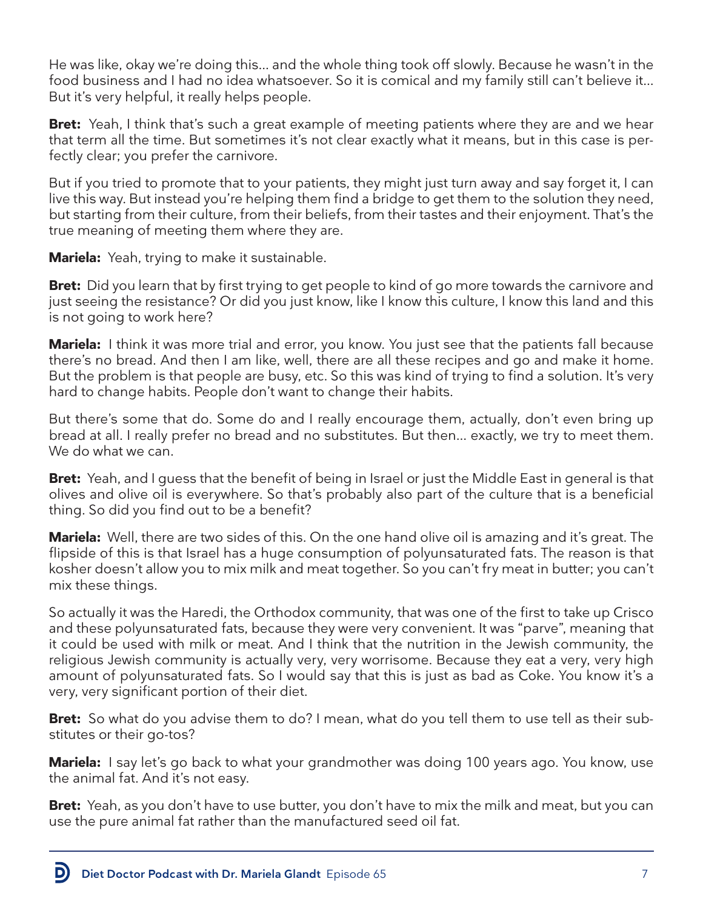He was like, okay we're doing this... and the whole thing took off slowly. Because he wasn't in the food business and I had no idea whatsoever. So it is comical and my family still can't believe it... But it's very helpful, it really helps people.

**Bret:** Yeah, I think that's such a great example of meeting patients where they are and we hear that term all the time. But sometimes it's not clear exactly what it means, but in this case is perfectly clear; you prefer the carnivore.

But if you tried to promote that to your patients, they might just turn away and say forget it, I can live this way. But instead you're helping them find a bridge to get them to the solution they need, but starting from their culture, from their beliefs, from their tastes and their enjoyment. That's the true meaning of meeting them where they are.

**Mariela:** Yeah, trying to make it sustainable.

**Bret:** Did you learn that by first trying to get people to kind of go more towards the carnivore and just seeing the resistance? Or did you just know, like I know this culture, I know this land and this is not going to work here?

**Mariela:** I think it was more trial and error, you know. You just see that the patients fall because there's no bread. And then I am like, well, there are all these recipes and go and make it home. But the problem is that people are busy, etc. So this was kind of trying to find a solution. It's very hard to change habits. People don't want to change their habits.

But there's some that do. Some do and I really encourage them, actually, don't even bring up bread at all. I really prefer no bread and no substitutes. But then... exactly, we try to meet them. We do what we can.

**Bret:** Yeah, and I guess that the benefit of being in Israel or just the Middle East in general is that olives and olive is everywhere. So that's probably also part of the culture that is a beneficial thing. So did you find out to be a benefit?

**Mariela:** Well, there are two sides of this. On the one hand olive oil is amazing and it's great. The flipside of this is that Israel has a huge consumption of polyunsaturated fats. The reason is that kosher doesn't allow you to mix milk and meat together. So you can't fry meat in butter; you can't mix these things.

So actually it was the Haredi, the Orthodox community, that was one of the first to take up Crisco and these polyunsaturated fats, because they were very convenient. It was "parve", meaning that it could be used with milk or meat. And I think that the nutrition in the Jewish community, the religious Jewish community is actually very, very worrisome. Because they eat a very, very high amount of polyunsaturated fats. So I would say that this is just as bad as Coke. You know it's a very, very significant portion of their diet.

**Bret:** So what do you advise them to do? I mean, what do you tell them to use tell as their substitutes or their go-tos?

**Mariela:** I say let's go back to what your grandmother was doing 100 years ago. You know, use the animal fat. And it's not easy.

**Bret:** Yeah, as you don't have to use butter, you don't have to mix the milk and meat, but you can use the pure animal fat rather than the manufactured seed oil fat.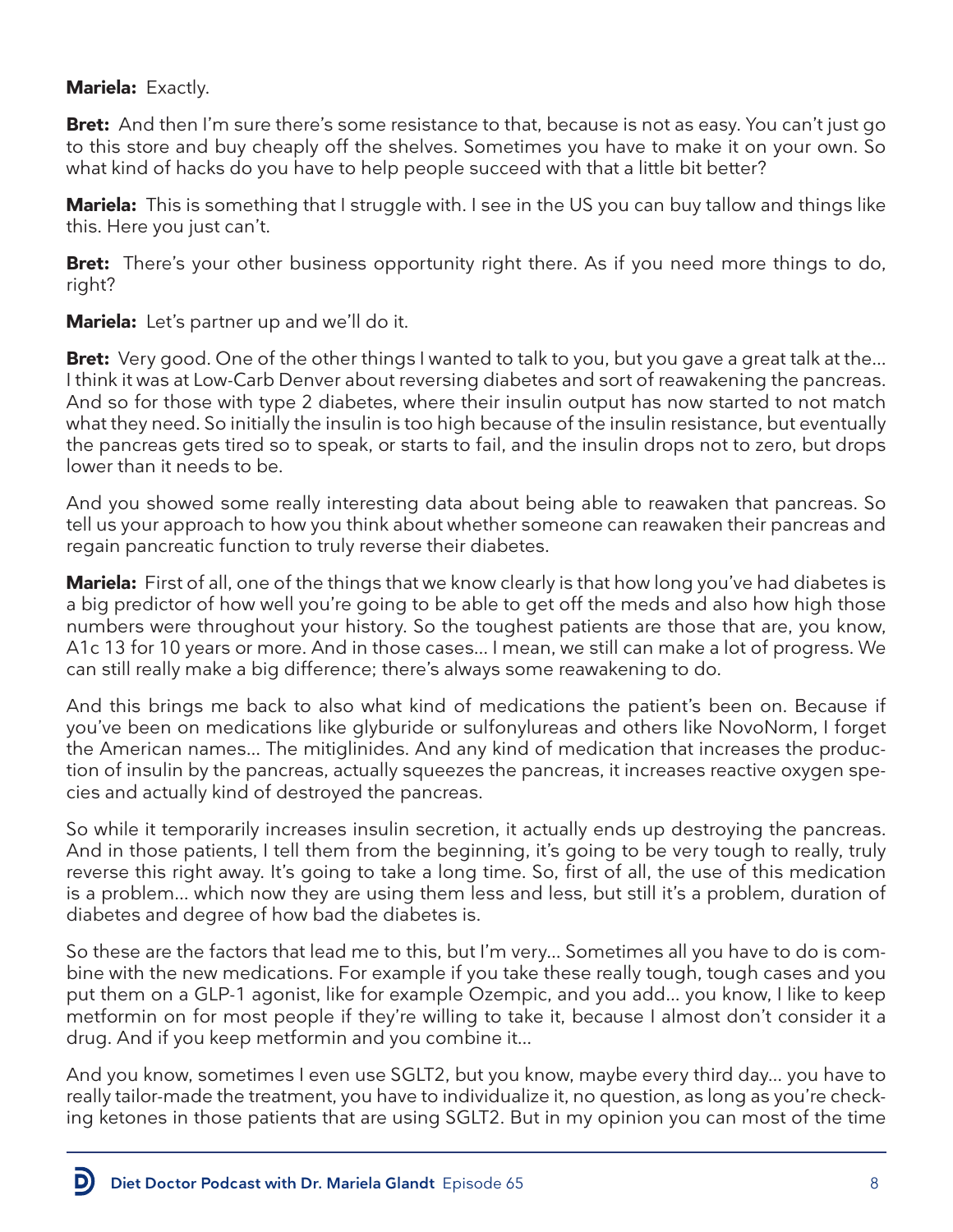**Mariela:** Exactly.

**Bret:** And then I'm sure there's some resistance to that, because is not as easy. You can't just go to this store and buy cheaply off the shelves. Sometimes you have to make it on your own. So what kind of hacks do you have to help people succeed with that a little bit better?

**Mariela:** This is something that I struggle with. I see in the US you can buy tallow and things like this. Here you just can't.

**Bret:** There's your other business opportunity right there. As if you need more things to do, right?

**Mariela:** Let's partner up and we'll do it.

**Bret:** Very good. One of the other things I wanted to talk to you, but you gave a great talk at the... I think it was at Low-Carb Denver about reversing diabetes and sort of reawakening the pancreas. And so for those with type 2 diabetes, where their insulin output has now started to not match what they need. So initially the insulin is too high because of the insulin resistance, but eventually the pancreas gets tired so to speak, or starts to fail, and the insulin drops not to zero, but drops lower than it needs to be.

And you showed some really interesting data about being able to reawaken that pancreas. So tell us your approach to how you think about whether someone can reawaken their pancreas and regain pancreatic function to truly reverse their diabetes.

**Mariela:** First of all, one of the things that we know clearly is that how long you've had diabetes is a big predictor of how well you're going to be able to get off the meds and also how high those numbers were throughout your history. So the toughest patients are those that are, you know, A1c 13 for 10 years or more. And in those cases... I mean, we still can make a lot of progress. We can still really make a big difference; there's always some reawakening to do.

And this brings me back to also what kind of medications the patient's been on. Because if you've been on medications like glyburide or sulfonylureas and others like NovoNorm, I forget the American names... The mitiglinides. And any kind of medication that increases the production of insulin by the pancreas, actually squeezes the pancreas, it increases reactive oxygen species and actually kind of destroyed the pancreas.

So while it temporarily increases insulin secretion, it actually ends up destroying the pancreas. And in those patients, I tell them from the beginning, it's going to be very tough to really, truly reverse this right away. It's going to take a long time. So, first of all, the use of this medication is a problem... which now they are using them less and less, but still it's a problem, duration of diabetes and degree of how bad the diabetes is.

So these are the factors that lead me to this, but I'm very... Sometimes all you have to do is combine with the new medications. For example if you take these really tough, tough cases and you put them on a GLP-1 agonist, like for example Ozempic, and you add... you know, I like to keep metformin on for most people if they're willing to take it, because I almost don't consider it a drug. And if you keep metformin and you combine it...

And you know, sometimes I even use SGLT2, but you know, maybe every third day... you have to really tailor-made the treatment, you have to individualize it, no question, as long as you're checking ketones in those patients that are using SGLT2. But in my opinion you can most of the time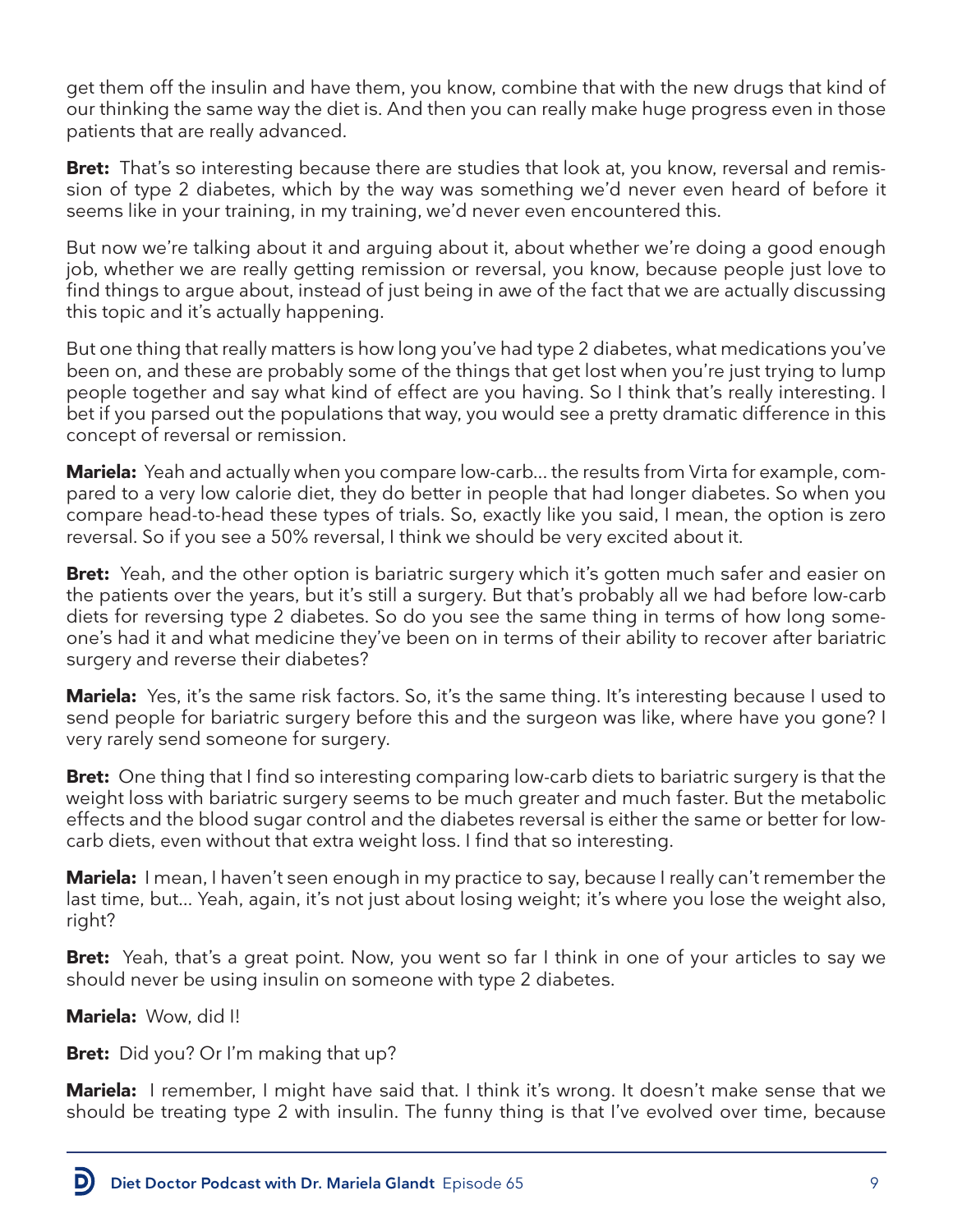get them off the insulin and have them, you know, combine that with the new drugs that kind of our thinking the same way the diet is. And then you can really make huge progress even in those patients that are really advanced.

**Bret:** That's so interesting because there are studies that look at, you know, reversal and remission of type 2 diabetes, which by the way was something we'd never even heard of before it seems like in your training, in my training, we'd never even encountered this.

But now we're talking about it and arguing about it, about whether we're doing a good enough job, whether we are really getting remission or reversal, you know, because people just love to find things to argue about, instead of just being in awe of the fact that we are actually discussing this topic and it's actually happening.

But one thing that really matters is how long you've had type 2 diabetes, what medications you've been on, and these are probably some of the things that get lost when you're just trying to lump people together and say what kind of effect are you having. So I think that's really interesting. I bet if you parsed out the populations that way, you would see a pretty dramatic difference in this concept of reversal or remission.

**Mariela:** Yeah and actually when you compare low-carb... the results from Virta for example, compared to a very low calorie diet, they do better in people that had longer diabetes. So when you compare head-to-head these types of trials. So, exactly like you said, I mean, the option is zero reversal. So if you see a 50% reversal, I think we should be very excited about it.

**Bret:** Yeah, and the other option is bariatric surgery which it's gotten much safer and easier on the patients over the years, but it's still a surgery. But that's probably all we had before low-carb diets for reversing type 2 diabetes. So do you see the same thing in terms of how long someone's had it and what medicine they've been on in terms of their ability to recover after bariatric surgery and reverse their diabetes?

**Mariela:** Yes, it's the same risk factors. So, it's the same thing. It's interesting because I used to send people for bariatric surgery before this and the surgeon was like, where have you gone? I very rarely send someone for surgery.

**Bret:** One thing that I find so interesting comparing low-carb diets to bariatric surgery is that the weight loss with bariatric surgery seems to be much greater and much faster. But the metabolic effects and the blood sugar control and the diabetes reversal is either the same or better for low-carb diets, even without that extra weight loss. I find that so interesting.

**Mariela:** I mean, I haven't seen enough in my practice to say, because I really can't remember the last time, but... Yeah, again, it's not just about losing weight; it's where you lose the weight also, right?

**Bret:** Yeah, that's a great point. Now, you went so far I think in one of your articles to say we should never be using insulin on someone with type 2 diabetes.

**Mariela:** Wow, did I!

**Bret:** Did you? Or I'm making that up?

**Mariela:** I remember, I might have said that. I think it's wrong. It doesn't make sense that we should be treating type 2 with insulin. The funny thing is that I've evolved over time, because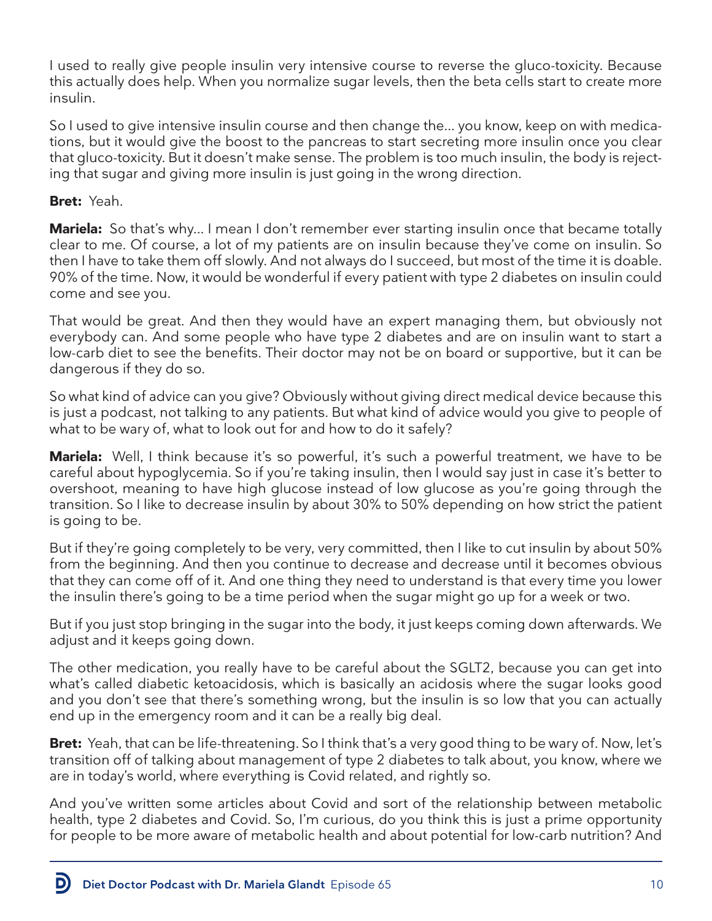I used to really give people insulin very intensive course to reverse the gluco-toxicity. Because this actually does help. When you normalize sugar levels, then the beta cells start to create more insulin.

So I used to give intensive insulin course and then change the... you know, keep on with medications, but it would give the boost to the pancreas to start secreting more insulin once you clear that gluco-toxicity. But it doesn't make sense. The problem is too much insulin, the body is rejecting that sugar and giving more insulin is just going in the wrong direction.

**Bret:** Yeah.

**Mariela:** So that's why... I mean I don't remember ever starting insulin once that became totally clear to me. Of course, a lot of my patients are on insulin because they've come on insulin. So then I have to take them off slowly. And not always do I succeed, but most of the time it is doable. 90% of the time. Now, it would be wonderful if every patient with type 2 diabetes on insulin could come and see you.

That would be great. And then they would have an expert managing them, but obviously not everybody can. And some people who have type 2 diabetes and are on insulin want to start a low-carb diet to see the benefits. Their doctor may not be on board or supportive, but it can be dangerous if they do so.

So what kind of advice can you give? Obviously without giving direct medical device because this is just a podcast, not talking to any patients. But what kind of advice would you give to people of what to be wary of, what to look out for and how to do it safely?

**Mariela:** Well, I think because it's so powerful, it's such a powerful treatment, we have to be careful about hypoglycemia. So if you're taking insulin, then I would say just in case it's better to overshoot, meaning to have high glucose instead of low glucose as you're going through the transition. So I like to decrease insulin by about 30% to 50% depending on how strict the patient is going to be.

But if they're going completely to be very, very committed, then I like to cut insulin by about 50% from the beginning. And then you continue to decrease and decrease until it becomes obvious that they can come off of it. And one thing they need to understand is that every time you lower the insulin there's going to be a time period when the sugar might go up for a week or two.

But if you just stop bringing in the sugar into the body, it just keeps coming down afterwards. We adjust and it keeps going down.

The other medication, you really have to be careful about the SGLT2, because you can get into what's called diabetic ketoacidosis, which is basically an acidosis where the sugar looks good and you don't see that there's something wrong, but the insulin is so low that you can actually end up in the emergency room and it can be a really big deal.

**Bret:** Yeah, that can be life-threatening. So I think that's a very good thing to be wary of. Now, let's transition off of talking about management of type 2 diabetes to talk about, you know, where we are in today's world, where everything is Covid related, and rightly so.

And you've written some articles about Covid and sort of the relationship between metabolic health, type 2 diabetes and Covid. So, I'm curious, do you think this is just a prime opportunity for people to be more aware of metabolic health and about potential for low-carb nutrition? And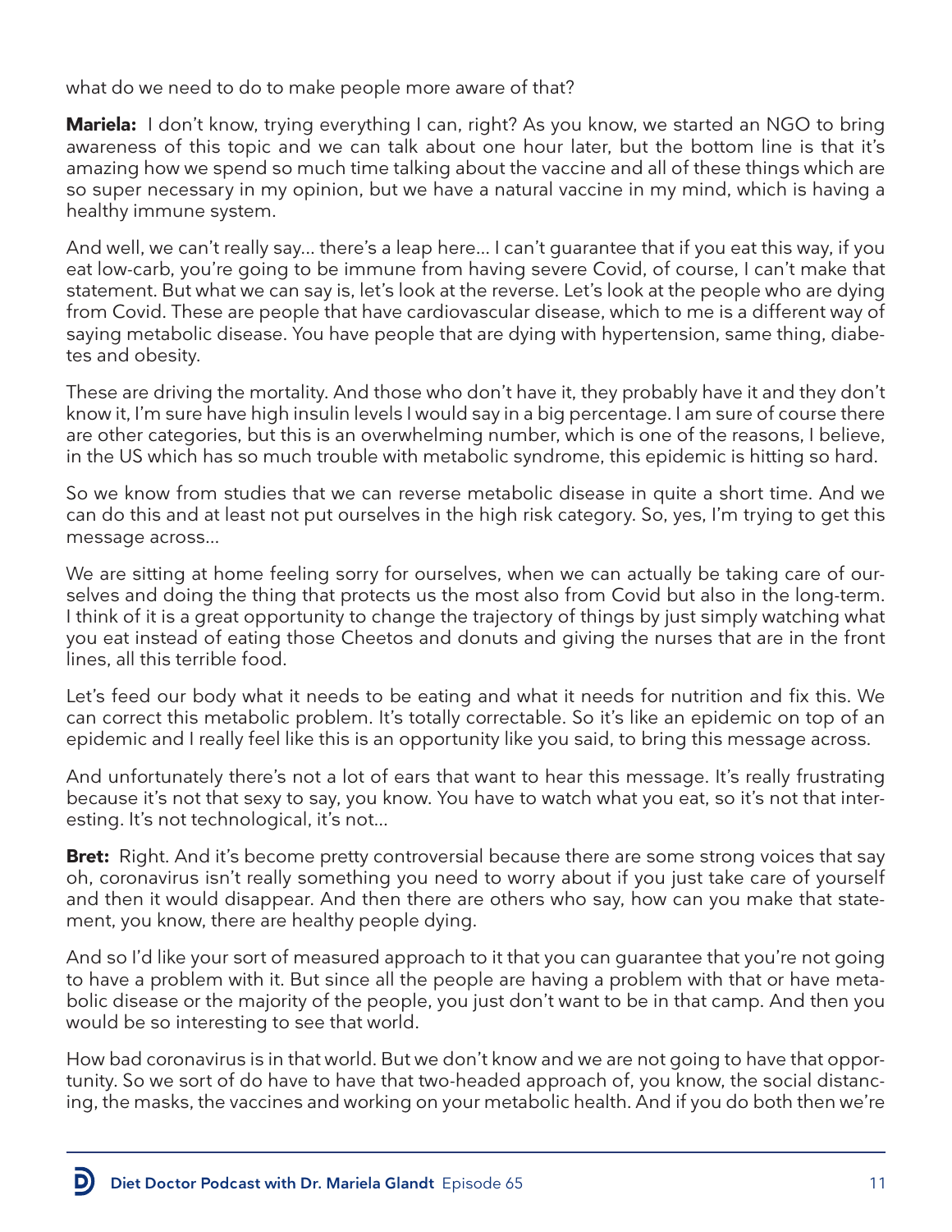what do we need to do to make people more aware of that?

**Mariela:** I don't know, trying everything I can, right? As you know, we started an NGO to bring awareness of this topic and we can talk about one hour later, but the bottom line is that it's amazing how we spend so much time talking about the vaccine and all of these things which are so super necessary in my opinion, but we have a natural vaccine in my mind, which is having a healthy immune system.

And well, we can't really say... there's a leap here... I can't guarantee that if you eat this way, if you eat low-carb, you're going to be immune from having severe Covid, of course, I can't make that statement. But what we can say is, let's look at the reverse. Let's look at the people who are dying from Covid. These are people that have cardiovascular disease, which to me is a different way of saying metabolic disease. You have people that are dying with hypertension, same thing, diabetes and obesity.

These are driving the mortality. And those who don't have it, they probably have it and they don't know it, I'm sure have high insulin levels I would say in a big percentage. I am sure of course there are other categories, but this is an overwhelming number, which is one of the reasons, I believe, in the US which has so much trouble with metabolic syndrome, this epidemic is hitting so hard.

So we know from studies that we can reverse metabolic disease in quite a short time. And we can do this and at least not put ourselves in the high risk category. So, yes, I'm trying to get this message across...

We are sitting at home feeling sorry for ourselves, when we can actually be taking care of ourselves and doing the thing that protects us the most also from Covid but also in the long-term. I think of it is a great opportunity to change the trajectory of things by just simply watching what you eat instead of eating those Cheetos and donuts and giving the nurses that are in the front lines, all this terrible food.

Let's feed our body what it needs to be eating and what it needs for nutrition and fix this. We can correct this metabolic problem. It's totally correctable. So it's like an epidemic on top of an epidemic and I really feel like this is an opportunity like you said, to bring this message across.

And unfortunately there's not a lot of ears that want to hear this message. It's really frustrating because it's not that sexy to say, you know. You have to watch what you eat, so it's not that interesting. It's not technological, it's not...

**Bret:** Right. And it's become pretty controversial because there are some strong voices that say oh, coronavirus isn't really something you need to worry about if you just take care of yourself and then it would disappear. And then there are others who say, how can you make that statement, you know, there are healthy people dying.

And so I'd like your sort of measured approach to it that you can guarantee that you're not going to have a problem with it. But since all the people are having a problem with that or have metabolic disease or the majority of the people, you just don't want to be in that camp. And then you would be so interesting to see that world.

How bad coronavirus is in that world. But we don't know and we are not going to have that opportunity. So we sort of do have to have that two-headed approach of, you know, the social distancing, the masks, the vaccines and working on your metabolic health. And if you do both then we're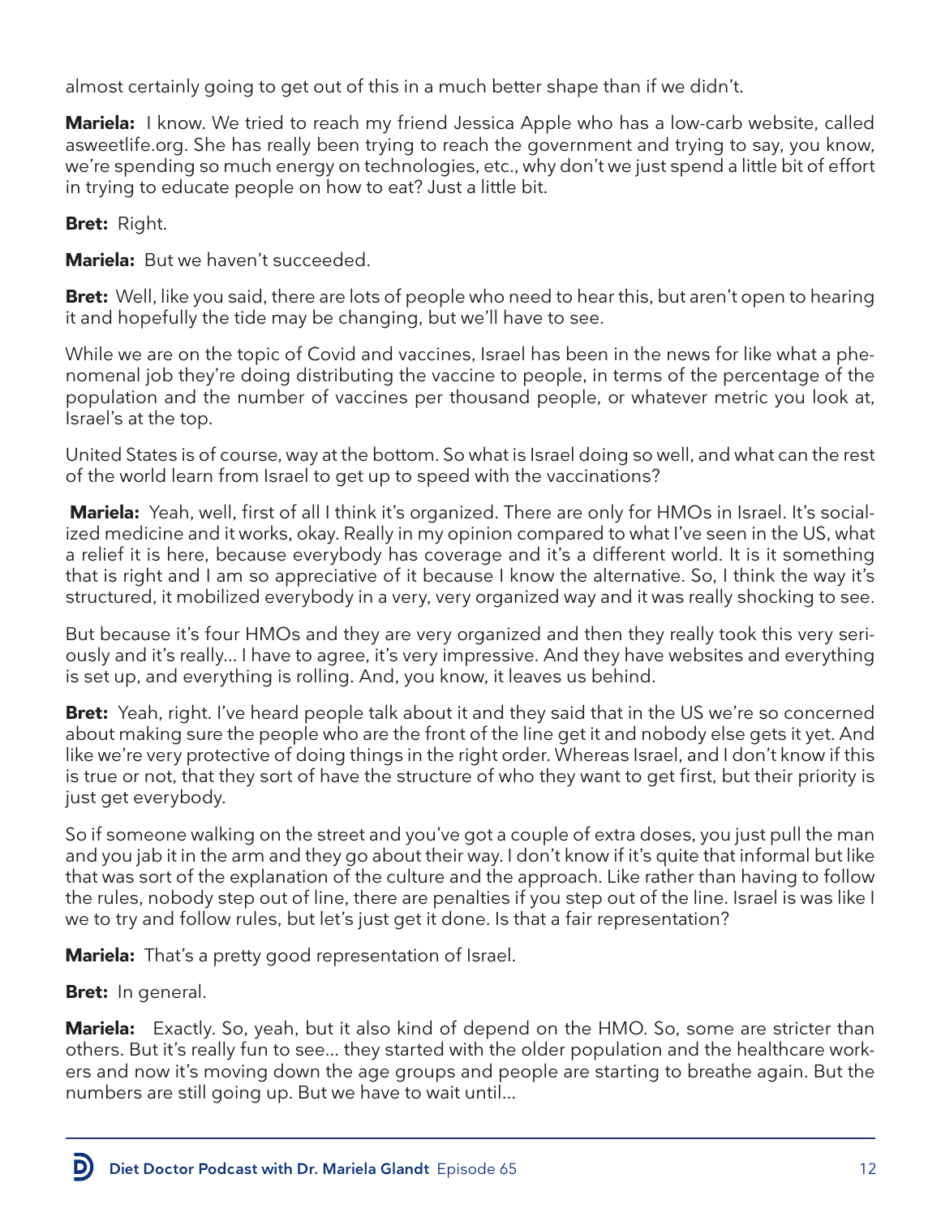almost certainly going to get out of this in a much better shape than if we didn't.

**Mariela:** I know. We tried to reach my friend Jessica Apple who has a low-carb website, called asweetlife.org. She has really been trying to reach the government and trying to say, you know, we're spending so much energy on technologies, etc., why don't we just spend a little bit of effort in trying to educate people on how to eat? Just a little bit.

**Bret:** Right.

**Mariela:** But we haven't succeeded.

**Bret:** Well, like you said, there are lots of people who need to hear this, but aren't open to hearing it and hopefully the tide may be changing, but we'll have to see.

While we are on the topic of Covid and vaccines, Israel has been in the news for like what a phenomenal job they're doing distributing the vaccine to people, in terms of the percentage of the population and the number of vaccines per thousand people, or whatever metric you look at, Israel's at the top.

United States is of course, way at the bottom. So what is Israel doing so well, and what can the rest of the world learn from Israel to get up to speed with the vaccinations?

**Mariela:** Yeah, well, first of all I think it's organized. There are only for HMOs in Israel. It's socialized medicine and it works, okay. Really in my opinion compared to what I've seen in the US, what a relief it is here, because everybody has coverage and it's a different world. It is it something that is right and I am so appreciative of it because I know the alternative. So, I think the way it's structured, it mobilized everybody in a very, very organized way and it was really shocking to see.

But because it's four HMOs and they are very organized and then they really took this very seriously and it's really... I have to agree, it's very impressive. And they have websites and everything is set up, and everything is rolling. And, you know, it leaves us behind.

**Bret:** Yeah, right. I've heard people talk about it and they said that in the US we're so concerned about making sure the people who are the front of the line get it and nobody else gets it yet. And like we're very protective of doing things in the right order. Whereas Israel, and I don't know if this is true or not, that they sort of have the structure of who they want to get first, but their priority is just get everybody.

So if someone walking on the street and you've got a couple of extra doses, you just pull the man and you jab it in the arm and they go about their way. I don't know if it's quite that informal but like that was sort of the explanation of the culture and the approach. Like rather than having to follow the rules, nobody step out of line, there are penalties if you step out of the line. Israel is was like I we to try and follow rules, but let's just get it done. Is that a fair representation?

**Mariela:** That's a pretty good representation of Israel.

**Bret:** In general.

**Mariela:** Exactly. So, yeah, but it also kind of depend on the HMO. So, some are stricter than others. But it's really fun to see... they started with the older population and the healthcare workers and now it's moving down the age groups and people are starting to breathe again. But the numbers are still going up. But we have to wait until...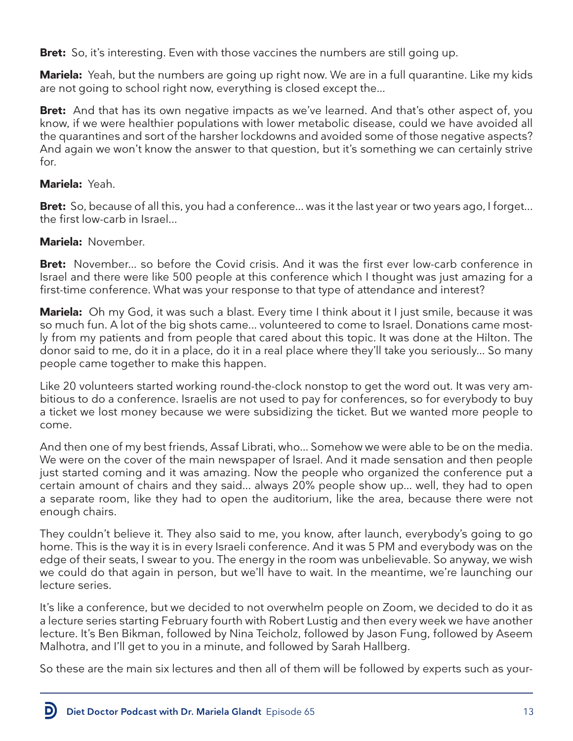**Bret:** So, it's interesting. Even with those vaccines the numbers are still going up.

**Mariela:** Yeah, but the numbers are going up right now. We are in a full quarantine. Like my kids are not going to school right now, everything is closed except the...

**Bret:** And that has its own negative impacts as we've learned. And that's other aspect of, you know, if we were healthier populations with lower metabolic disease, could we have avoided all the quarantines and sort of the harsher lockdowns and avoided some of those negative aspects? And again we won't know the answer to that question, but it's something we can certainly strive for.

**Mariela:** Yeah.

**Bret:** So, because of all this, you had a conference... was it the last year or two years ago, I forget... the first low-carb in Israel...

**Mariela:** November.

**Bret:** November... so before the Covid crisis. And it was the first ever low-carb conference in Israel and there were like 500 people at this conference which I thought was just amazing for a first-time conference. What was your response to that type of attendance and interest?

**Mariela:** Oh my God, it was such a blast. Every time I think about it I just smile, because it was so much fun. A lot of the big shots came... volunteered to come to Israel. Donations came mostly from my patients and from people that cared about this topic. It was done at the Hilton. The donor said to me, do it in a place, do it in a real place where they'll take you seriously... So many people came together to make this happen.

Like 20 volunteers started working round-the-clock nonstop to get the word out. It was very ambitious to do a conference. Israelis are not used to pay for conferences, so for everybody to buy a ticket we lost money because we were subsidizing the ticket. But we wanted more people to come.

And then one of my best friends, Assaf Librati, who... Somehow we were able to be on the media. We were on the cover of the main newspaper of Israel. And it made sensation and then people just started coming and it was amazing. Now the people who organized the conference put a certain amount of chairs and they said... always 20% people show up... well, they had to open a separate room, like they had to open the auditorium, like the area, because there were not enough chairs.

They couldn't believe it. They also said to me, you know, after launch, everybody's going to go home. This is the way it is in every Israeli conference. And it was 5 PM and everybody was on the edge of their seats, I swear to you. The energy in the room was unbelievable. So anyway, we wish we could do that again in person, but we'll have to wait. In the meantime, we're launching our lecture series.

It's like a conference, but we decided to not overwhelm people on Zoom, we decided to do it as a lecture series starting February fourth with Robert Lustig and then every week we have another lecture. It's Ben Bikman, followed by Nina Teicholz, followed by Jason Fung, followed by Aseem Malhotra, and I'll get to you in a minute, and followed by Sarah Hallberg.

So these are the main six lectures and then all of them will be followed by experts such as your-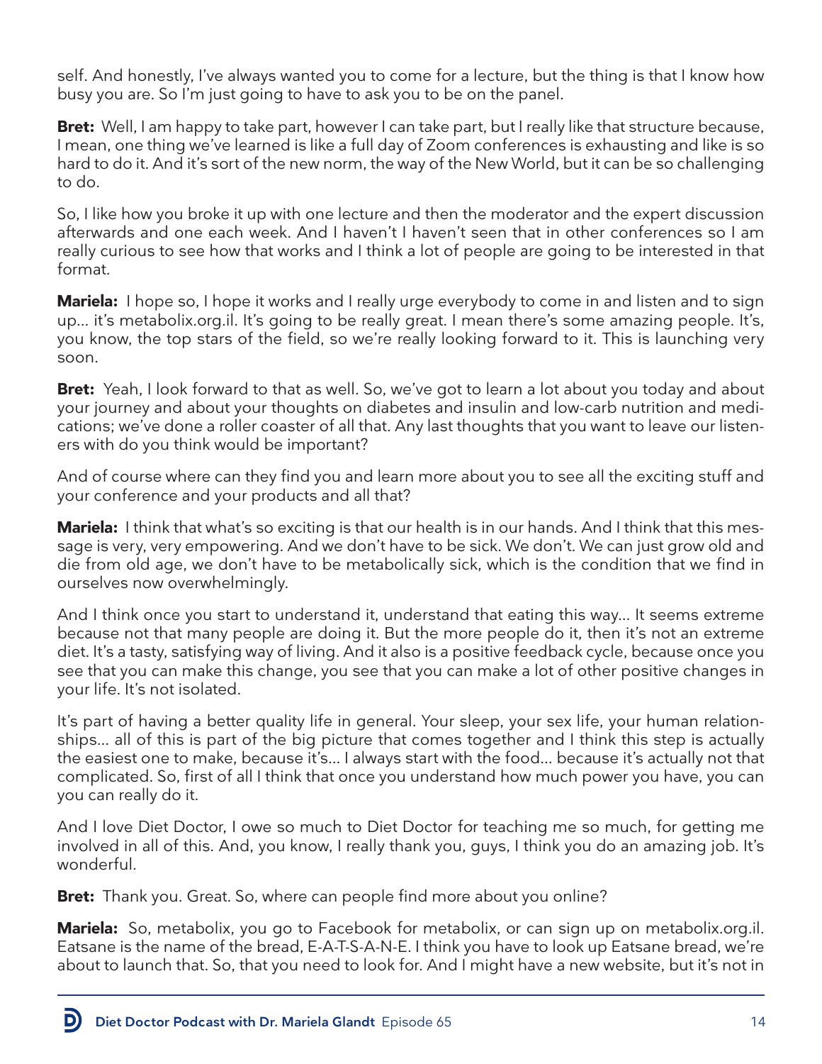self. And honestly, I've always wanted you to come for a lecture, but the thing is that I know how busy you are. So I'm just going to have to ask you to be on the panel.

**Bret:** Well, I am happy to take part, however I can take part, but I really like that structure because, I mean, one thing we've learned is like a full day of Zoom conferences is exhausting and like is so hard to do it. And it's sort of the new norm, the way of the New World, but it can be so challenging to do.

So, I like how you broke it up with one lecture and then the moderator and the expert discussion afterwards and one each week. And I haven't I haven't seen that in other conferences so I am really curious to see how that works and I think a lot of people are going to be interested in that format.

**Mariela:** I hope so, I hope it works and I really urge everybody to come in and listen and to sign up... it's metabolix.org.il. It's going to be really great. I mean there's some amazing people. It's, you know, the top stars of the field, so we're really looking forward to it. This is launching very soon.

**Bret:** Yeah, I look forward to that as well. So, we've got to learn a lot about you today and about your journey and about your thoughts on diabetes and insulin and low-carb nutrition and medications; we've done a roller coaster of all that. Any last thoughts that you want to leave our listeners with do you think would be important?

And of course where can they find you and learn more about you to see all the exciting stuff and your conference and your products and all that?

**Mariela:** I think that what's so exciting is that our health is in our hands. And I think that this message is very, very empowering. And we don't have to be sick. We don't. We can just grow old and die from old age, we don't have to be metabolically sick, which is the condition that we find in ourselves now overwhelmingly.

And I think once you start to understand it, understand that eating this way... It seems extreme because not that many people are doing it. But the more people do it, then it's not an extreme diet. It's a tasty, satisfying way of living. And it also is a positive feedback cycle, because once you see that you can make this change, you see that you can make a lot of other positive changes in your life. It's not isolated.

It's part of having a better quality life in general. Your sleep, your sex life, your human relationships... all of this is part of the big picture that comes together and I think this step is actually the easiest one to make, because it's... I always start with the food... because it's actually not that complicated. So, first of all I think that once you understand how much power you have, you can you can really do it.

And I love Diet Doctor, I owe so much to Diet Doctor for teaching me so much, for getting me involved in all of this. And, you know, I really thank you, guys, I think you do an amazing job. It's wonderful.

**Bret:** Thank you. Great. So, where can people find more about you online?

**Mariela:** So, metabolix, you go to Facebook for metabolix, or can sign up on metabolix.org.il. Eatsane is the name of the bread, E-A-T-S-A-N-E. I think you have to look up Eatsane bread, we're about to launch that. So, that you need to look for. And I might have a new website, but it's not in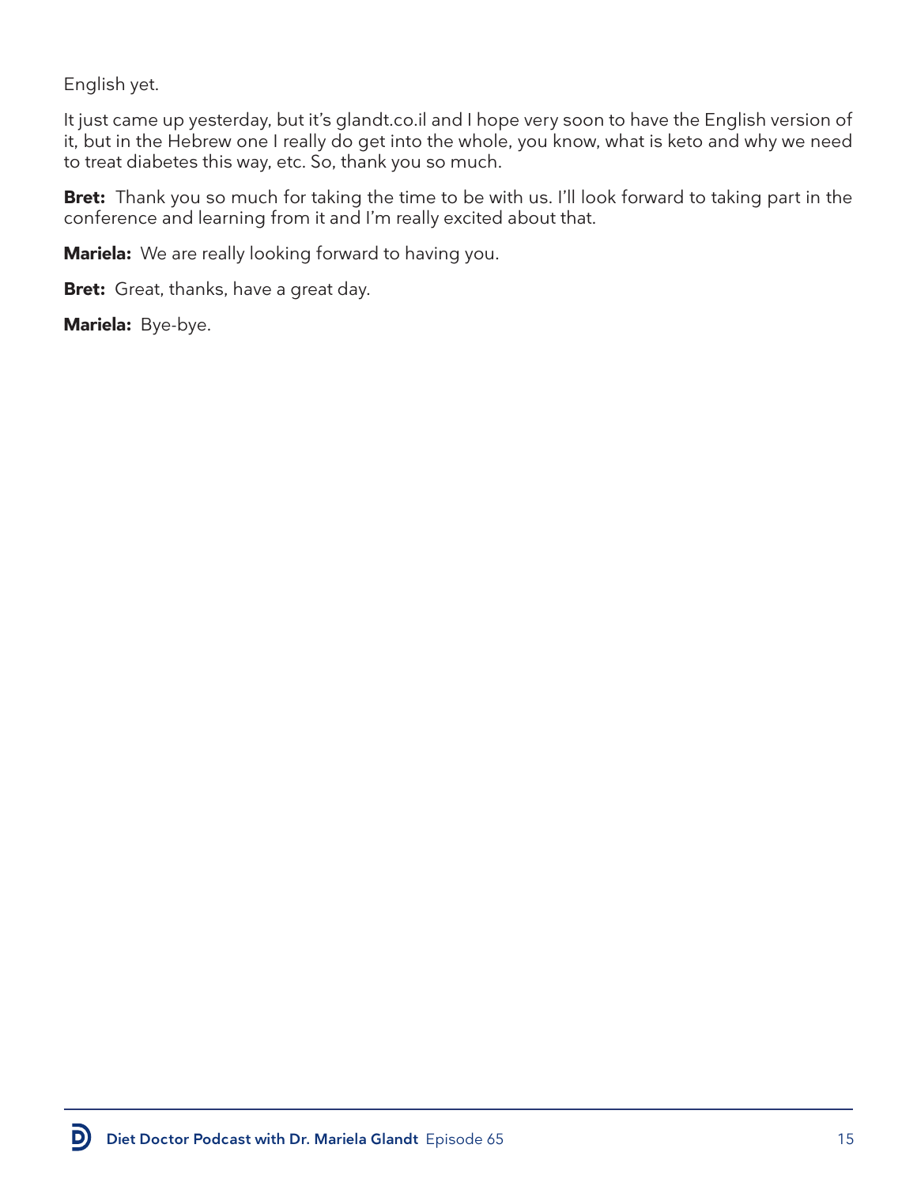English yet.

It just came up yesterday, but it's glandt.co.il and I hope very soon to have the English version of it, but in the Hebrew one I really do get into the whole, you know, what is keto and why we need to treat diabetes this way, etc. So, thank you so much.

**Bret:** Thank you so much for taking the time to be with us. I'll look forward to taking part in the conference and learning from it and I'm really excited about that.

**Mariela:** We are really looking forward to having you.

**Bret:** Great, thanks, have a great day.

**Mariela:** Bye-bye.